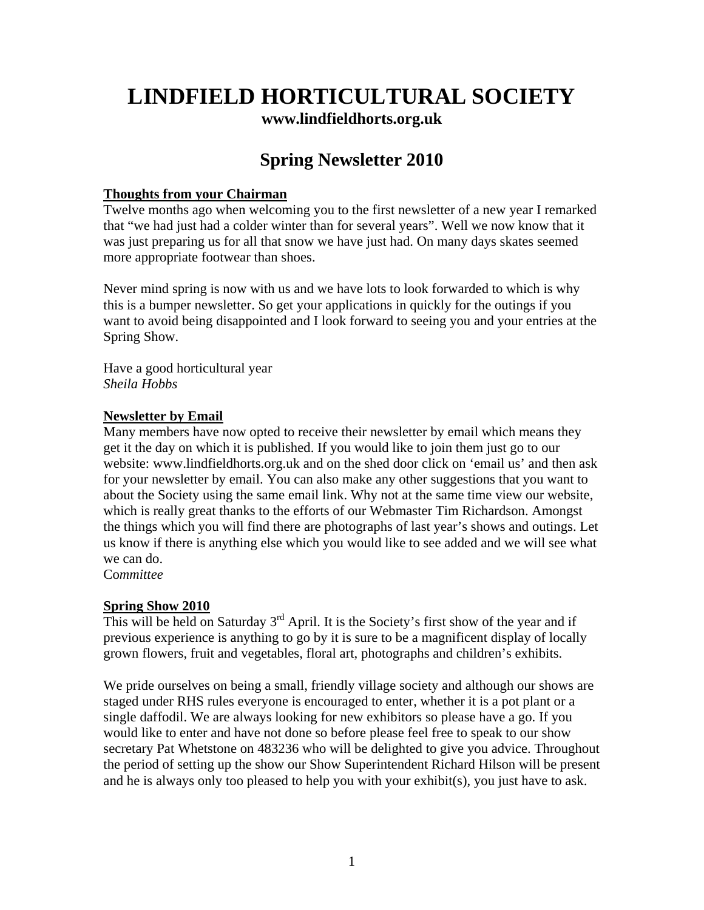# LINDFIELD HORTICULTURAL SOCIETY

**www.lindfieldhorts.org.uk**

## Spring Newsletter 2010

### Thoughts from your Chairman

Twelve months ago when welcoming you to the first newsletter of a new year I remarked that "we had just had a colder winter than for several years". Well we now know that it was just preparing us for all that snow we have just had. On many days skates seemed more appropriate footwear than shoes.

Never mind spring is now with us and we have lots to look forwarded to which is why this is a bumper newsletter. So get your applications in quickly for the outings if you want to avoid being disappointed and I look forward to seeing you and your entries at the Spring Show.

Have a good horticultural year
*Sheila Hobbs*

### Newsletter by Email

Many members have now opted to receive their newsletter by email which means they get it the day on which it is published. If you would like to join them just go to our website: www.lindfieldhorts.org.uk and on the shed door click on 'email us' and then ask for your newsletter by email. You can also make any other suggestions that you want to about the Society using the same email link. Why not at the same time view our website, which is really great thanks to the efforts of our Webmaster Tim Richardson. Amongst the things which you will find there are photographs of last year's shows and outings. Let us know if there is anything else which you would like to see added and we will see what we can do.
C*ommittee*

### Spring Show 2010

This will be held on Saturday 3rd April. It is the Society's first show of the year and if previous experience is anything to go by it is sure to be a magnificent display of locally grown flowers, fruit and vegetables, floral art, photographs and children's exhibits.

We pride ourselves on being a small, friendly village society and although our shows are staged under RHS rules everyone is encouraged to enter, whether it is a pot plant or a single daffodil. We are always looking for new exhibitors so please have a go. If you would like to enter and have not done so before please feel free to speak to our show secretary Pat Whetstone on 483236 who will be delighted to give you advice. Throughout the period of setting up the show our Show Superintendent Richard Hilson will be present and he is always only too pleased to help you with your exhibit(s), you just have to ask.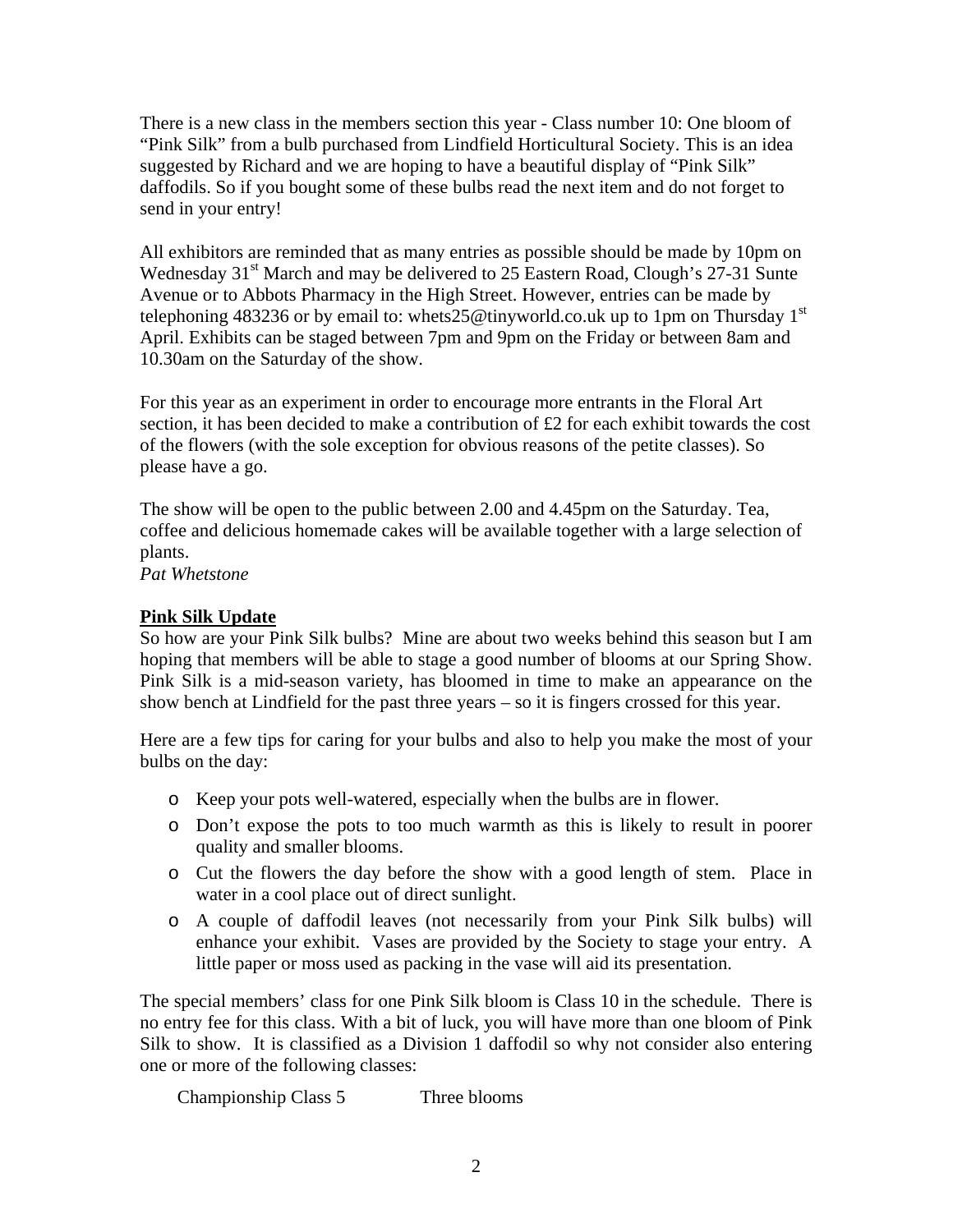There is a new class in the members section this year - Class number 10: One bloom of "Pink Silk" from a bulb purchased from Lindfield Horticultural Society. This is an idea suggested by Richard and we are hoping to have a beautiful display of "Pink Silk" daffodils. So if you bought some of these bulbs read the next item and do not forget to send in your entry!

All exhibitors are reminded that as many entries as possible should be made by 10pm on Wednesday 31st March and may be delivered to 25 Eastern Road, Clough's 27-31 Sunte Avenue or to Abbots Pharmacy in the High Street. However, entries can be made by telephoning 483236 or by email to: whets25@tinyworld.co.uk up to 1pm on Thursday 1st April. Exhibits can be staged between 7pm and 9pm on the Friday or between 8am and 10.30am on the Saturday of the show.

For this year as an experiment in order to encourage more entrants in the Floral Art section, it has been decided to make a contribution of £2 for each exhibit towards the cost of the flowers (with the sole exception for obvious reasons of the petite classes). So please have a go.

The show will be open to the public between 2.00 and 4.45pm on the Saturday. Tea, coffee and delicious homemade cakes will be available together with a large selection of plants.
*Pat Whetstone*

**Pink Silk Update**
So how are your Pink Silk bulbs? Mine are about two weeks behind this season but I am hoping that members will be able to stage a good number of blooms at our Spring Show. Pink Silk is a mid-season variety, has bloomed in time to make an appearance on the show bench at Lindfield for the past three years – so it is fingers crossed for this year.

Here are a few tips for caring for your bulbs and also to help you make the most of your bulbs on the day:

- Keep your pots well-watered, especially when the bulbs are in flower.
- Don't expose the pots to too much warmth as this is likely to result in poorer quality and smaller blooms.
- Cut the flowers the day before the show with a good length of stem. Place in water in a cool place out of direct sunlight.
- A couple of daffodil leaves (not necessarily from your Pink Silk bulbs) will enhance your exhibit. Vases are provided by the Society to stage your entry. A little paper or moss used as packing in the vase will aid its presentation.

The special members' class for one Pink Silk bloom is Class 10 in the schedule. There is no entry fee for this class. With a bit of luck, you will have more than one bloom of Pink Silk to show. It is classified as a Division 1 daffodil so why not consider also entering one or more of the following classes:

Championship Class 5 Three blooms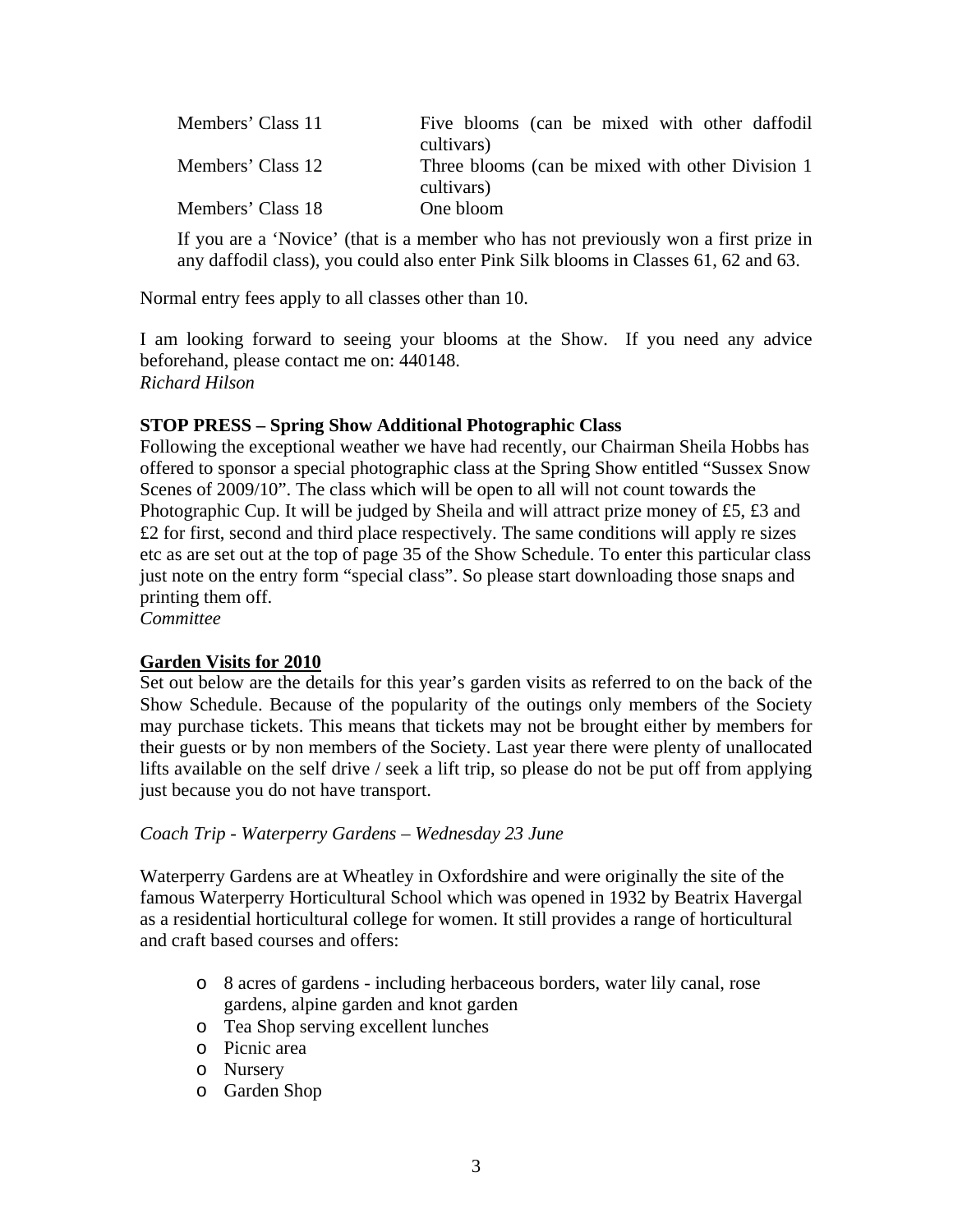| | |
|---|---|
| Members' Class 11 | Five blooms (can be mixed with other daffodil cultivars) |
| Members' Class 12 | Three blooms (can be mixed with other Division 1 cultivars) |
| Members' Class 18 | One bloom |

If you are a 'Novice' (that is a member who has not previously won a first prize in any daffodil class), you could also enter Pink Silk blooms in Classes 61, 62 and 63.

Normal entry fees apply to all classes other than 10.

I am looking forward to seeing your blooms at the Show. If you need any advice beforehand, please contact me on: 440148.
*Richard Hilson*

**STOP PRESS – Spring Show Additional Photographic Class**

Following the exceptional weather we have had recently, our Chairman Sheila Hobbs has offered to sponsor a special photographic class at the Spring Show entitled "Sussex Snow Scenes of 2009/10". The class which will be open to all will not count towards the Photographic Cup. It will be judged by Sheila and will attract prize money of £5, £3 and £2 for first, second and third place respectively. The same conditions will apply re sizes etc as are set out at the top of page 35 of the Show Schedule. To enter this particular class just note on the entry form "special class". So please start downloading those snaps and printing them off.
*Committee*

**Garden Visits for 2010**

Set out below are the details for this year's garden visits as referred to on the back of the Show Schedule. Because of the popularity of the outings only members of the Society may purchase tickets. This means that tickets may not be brought either by members for their guests or by non members of the Society. Last year there were plenty of unallocated lifts available on the self drive / seek a lift trip, so please do not be put off from applying just because you do not have transport.

*Coach Trip - Waterperry Gardens – Wednesday 23 June*

Waterperry Gardens are at Wheatley in Oxfordshire and were originally the site of the famous Waterperry Horticultural School which was opened in 1932 by Beatrix Havergal as a residential horticultural college for women. It still provides a range of horticultural and craft based courses and offers:

- 8 acres of gardens - including herbaceous borders, water lily canal, rose gardens, alpine garden and knot garden
- Tea Shop serving excellent lunches
- Picnic area
- Nursery
- Garden Shop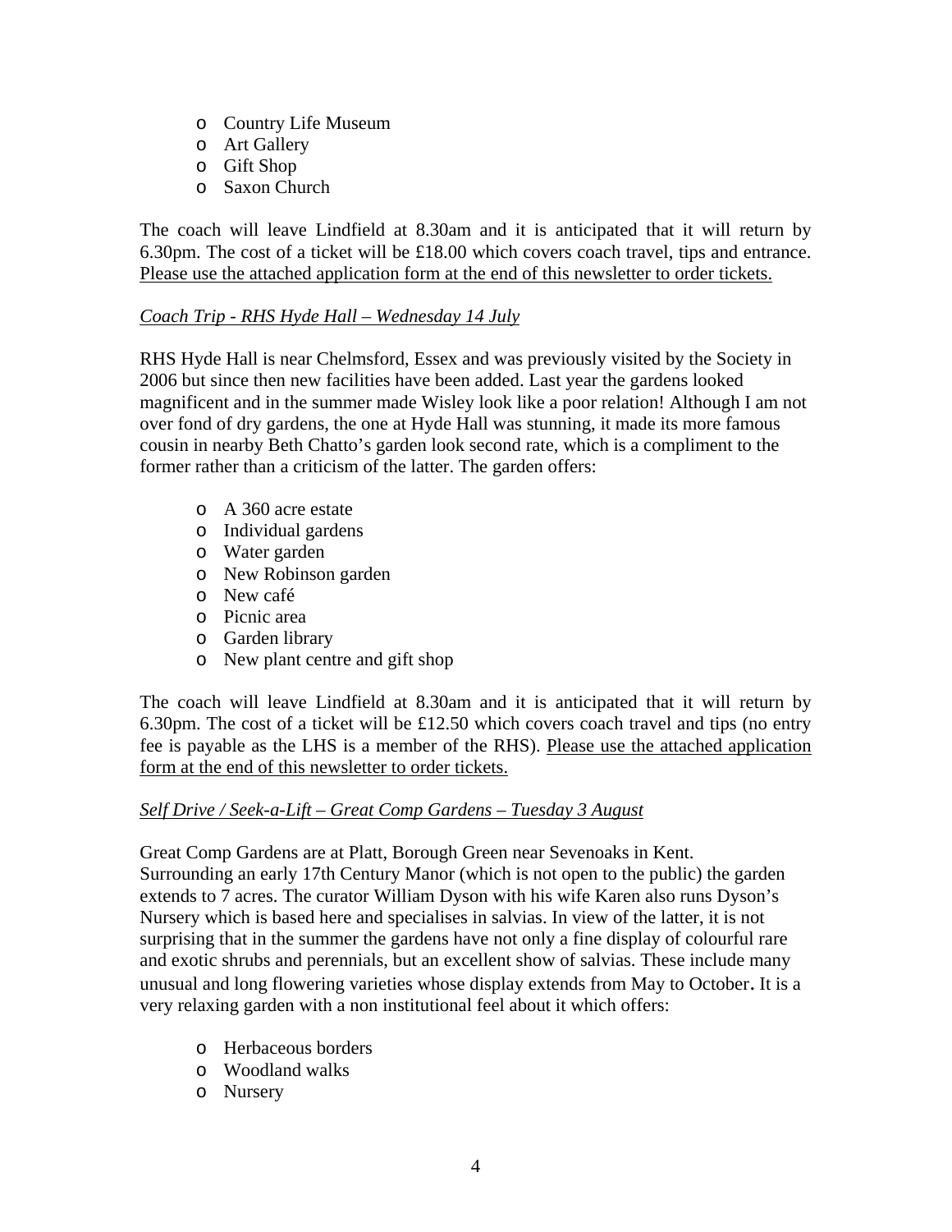- Country Life Museum
- Art Gallery
- Gift Shop
- Saxon Church

The coach will leave Lindfield at 8.30am and it is anticipated that it will return by 6.30pm. The cost of a ticket will be £18.00 which covers coach travel, tips and entrance. <u>Please use the attached application form at the end of this newsletter to order tickets.</u>

<u>*Coach Trip - RHS Hyde Hall – Wednesday 14 July*</u>

RHS Hyde Hall is near Chelmsford, Essex and was previously visited by the Society in 2006 but since then new facilities have been added. Last year the gardens looked magnificent and in the summer made Wisley look like a poor relation! Although I am not over fond of dry gardens, the one at Hyde Hall was stunning, it made its more famous cousin in nearby Beth Chatto's garden look second rate, which is a compliment to the former rather than a criticism of the latter. The garden offers:

- A 360 acre estate
- Individual gardens
- Water garden
- New Robinson garden
- New café
- Picnic area
- Garden library
- New plant centre and gift shop

The coach will leave Lindfield at 8.30am and it is anticipated that it will return by 6.30pm. The cost of a ticket will be £12.50 which covers coach travel and tips (no entry fee is payable as the LHS is a member of the RHS). <u>Please use the attached application form at the end of this newsletter to order tickets.</u>

<u>*Self Drive / Seek-a-Lift – Great Comp Gardens – Tuesday 3 August*</u>

Great Comp Gardens are at Platt, Borough Green near Sevenoaks in Kent. Surrounding an early 17th Century Manor (which is not open to the public) the garden extends to 7 acres. The curator William Dyson with his wife Karen also runs Dyson's Nursery which is based here and specialises in salvias. In view of the latter, it is not surprising that in the summer the gardens have not only a fine display of colourful rare and exotic shrubs and perennials, but an excellent show of salvias. These include many unusual and long flowering varieties whose display extends from May to October. It is a very relaxing garden with a non institutional feel about it which offers:

- Herbaceous borders
- Woodland walks
- Nursery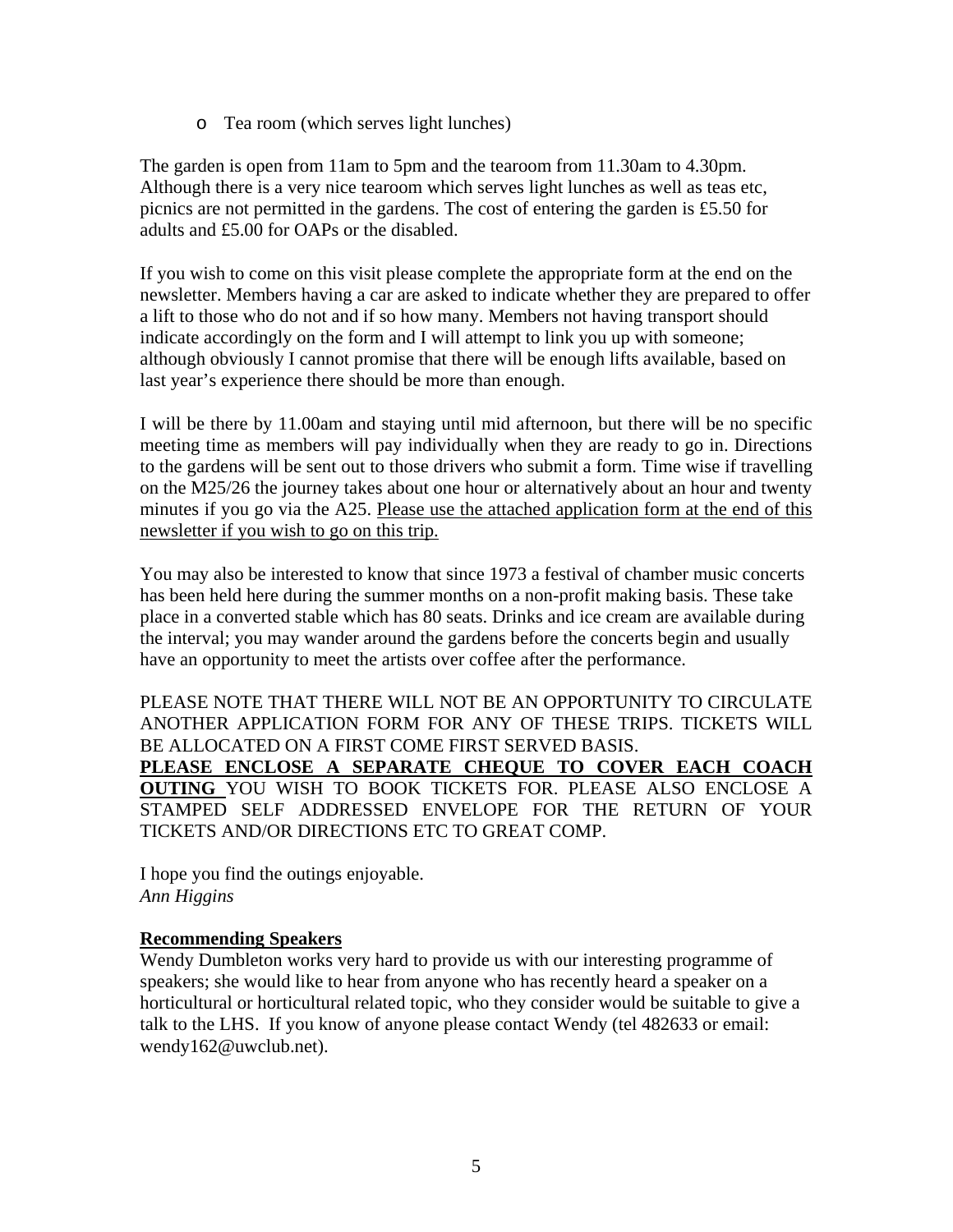- Tea room (which serves light lunches)

The garden is open from 11am to 5pm and the tearoom from 11.30am to 4.30pm. Although there is a very nice tearoom which serves light lunches as well as teas etc, picnics are not permitted in the gardens. The cost of entering the garden is £5.50 for adults and £5.00 for OAPs or the disabled.

If you wish to come on this visit please complete the appropriate form at the end on the newsletter. Members having a car are asked to indicate whether they are prepared to offer a lift to those who do not and if so how many. Members not having transport should indicate accordingly on the form and I will attempt to link you up with someone; although obviously I cannot promise that there will be enough lifts available, based on last year's experience there should be more than enough.

I will be there by 11.00am and staying until mid afternoon, but there will be no specific meeting time as members will pay individually when they are ready to go in. Directions to the gardens will be sent out to those drivers who submit a form. Time wise if travelling on the M25/26 the journey takes about one hour or alternatively about an hour and twenty minutes if you go via the A25. <u>Please use the attached application form at the end of this newsletter if you wish to go on this trip.</u>

You may also be interested to know that since 1973 a festival of chamber music concerts has been held here during the summer months on a non-profit making basis. These take place in a converted stable which has 80 seats. Drinks and ice cream are available during the interval; you may wander around the gardens before the concerts begin and usually have an opportunity to meet the artists over coffee after the performance.

PLEASE NOTE THAT THERE WILL NOT BE AN OPPORTUNITY TO CIRCULATE ANOTHER APPLICATION FORM FOR ANY OF THESE TRIPS. TICKETS WILL BE ALLOCATED ON A FIRST COME FIRST SERVED BASIS.
**<u>PLEASE ENCLOSE A SEPARATE CHEQUE TO COVER EACH COACH OUTING</u>** YOU WISH TO BOOK TICKETS FOR. PLEASE ALSO ENCLOSE A STAMPED SELF ADDRESSED ENVELOPE FOR THE RETURN OF YOUR TICKETS AND/OR DIRECTIONS ETC TO GREAT COMP.

I hope you find the outings enjoyable.
*Ann Higgins*

**<u>Recommending Speakers</u>**

Wendy Dumbleton works very hard to provide us with our interesting programme of speakers; she would like to hear from anyone who has recently heard a speaker on a horticultural or horticultural related topic, who they consider would be suitable to give a talk to the LHS. If you know of anyone please contact Wendy (tel 482633 or email: wendy162@uwclub.net).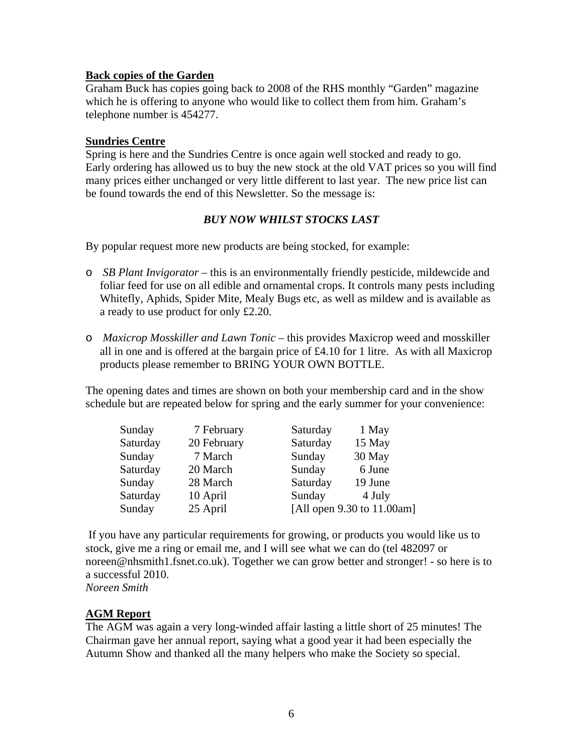**Back copies of the Garden**

Graham Buck has copies going back to 2008 of the RHS monthly "Garden" magazine which he is offering to anyone who would like to collect them from him. Graham's telephone number is 454277.

**Sundries Centre**

Spring is here and the Sundries Centre is once again well stocked and ready to go. Early ordering has allowed us to buy the new stock at the old VAT prices so you will find many prices either unchanged or very little different to last year. The new price list can be found towards the end of this Newsletter. So the message is:

***BUY NOW WHILST STOCKS LAST***

By popular request more new products are being stocked, for example:

- *SB Plant Invigorator* – this is an environmentally friendly pesticide, mildewcide and foliar feed for use on all edible and ornamental crops. It controls many pests including Whitefly, Aphids, Spider Mite, Mealy Bugs etc, as well as mildew and is available as a ready to use product for only £2.20.
- *Maxicrop Mosskiller and Lawn Tonic* – this provides Maxicrop weed and mosskiller all in one and is offered at the bargain price of £4.10 for 1 litre. As with all Maxicrop products please remember to BRING YOUR OWN BOTTLE.

The opening dates and times are shown on both your membership card and in the show schedule but are repeated below for spring and the early summer for your convenience:

| | | | |
|---|---|---|---|
| Sunday | 7 February | Saturday | 1 May |
| Saturday | 20 February | Saturday | 15 May |
| Sunday | 7 March | Sunday | 30 May |
| Saturday | 20 March | Sunday | 6 June |
| Sunday | 28 March | Saturday | 19 June |
| Saturday | 10 April | Sunday | 4 July |
| Sunday | 25 April | [All open 9.30 to 11.00am] | |

If you have any particular requirements for growing, or products you would like us to stock, give me a ring or email me, and I will see what we can do (tel 482097 or noreen@nhsmith1.fsnet.co.uk). Together we can grow better and stronger! - so here is to a successful 2010.

*Noreen Smith*

**AGM Report**

The AGM was again a very long-winded affair lasting a little short of 25 minutes! The Chairman gave her annual report, saying what a good year it had been especially the Autumn Show and thanked all the many helpers who make the Society so special.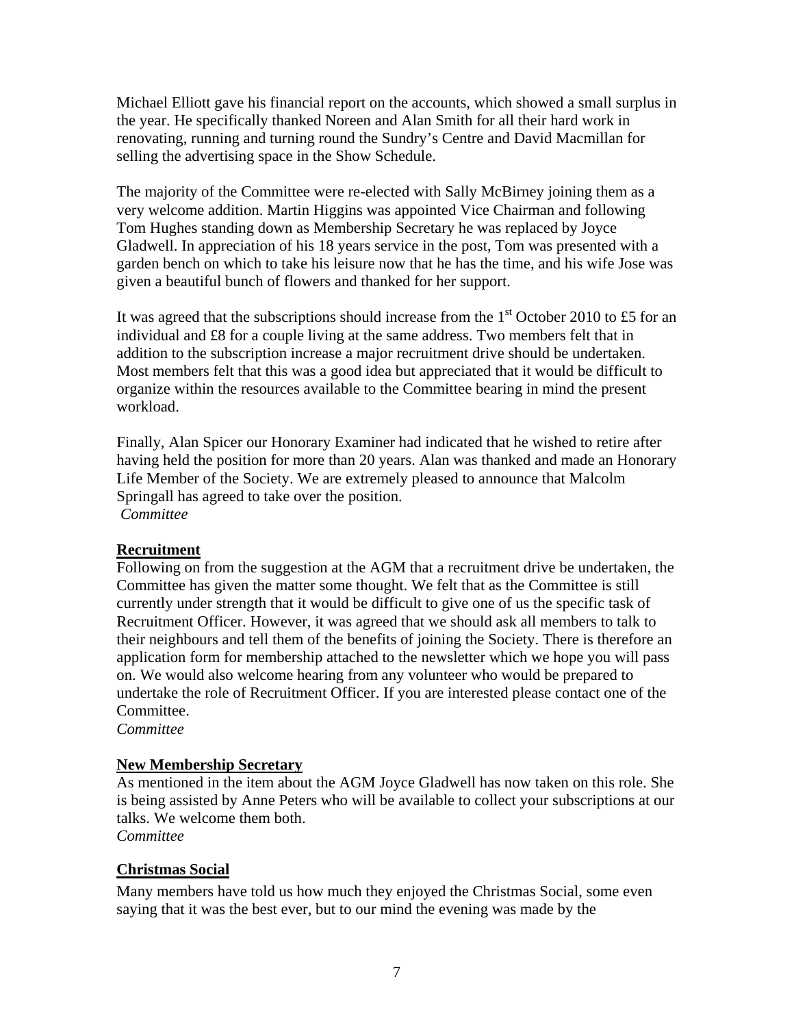Michael Elliott gave his financial report on the accounts, which showed a small surplus in the year. He specifically thanked Noreen and Alan Smith for all their hard work in renovating, running and turning round the Sundry's Centre and David Macmillan for selling the advertising space in the Show Schedule.

The majority of the Committee were re-elected with Sally McBirney joining them as a very welcome addition. Martin Higgins was appointed Vice Chairman and following Tom Hughes standing down as Membership Secretary he was replaced by Joyce Gladwell. In appreciation of his 18 years service in the post, Tom was presented with a garden bench on which to take his leisure now that he has the time, and his wife Jose was given a beautiful bunch of flowers and thanked for her support.

It was agreed that the subscriptions should increase from the 1st October 2010 to £5 for an individual and £8 for a couple living at the same address. Two members felt that in addition to the subscription increase a major recruitment drive should be undertaken. Most members felt that this was a good idea but appreciated that it would be difficult to organize within the resources available to the Committee bearing in mind the present workload.

Finally, Alan Spicer our Honorary Examiner had indicated that he wished to retire after having held the position for more than 20 years. Alan was thanked and made an Honorary Life Member of the Society. We are extremely pleased to announce that Malcolm Springall has agreed to take over the position.
*Committee*

## Recruitment

Following on from the suggestion at the AGM that a recruitment drive be undertaken, the Committee has given the matter some thought. We felt that as the Committee is still currently under strength that it would be difficult to give one of us the specific task of Recruitment Officer. However, it was agreed that we should ask all members to talk to their neighbours and tell them of the benefits of joining the Society. There is therefore an application form for membership attached to the newsletter which we hope you will pass on. We would also welcome hearing from any volunteer who would be prepared to undertake the role of Recruitment Officer. If you are interested please contact one of the Committee.
*Committee*

## New Membership Secretary

As mentioned in the item about the AGM Joyce Gladwell has now taken on this role. She is being assisted by Anne Peters who will be available to collect your subscriptions at our talks. We welcome them both.
*Committee*

## Christmas Social

Many members have told us how much they enjoyed the Christmas Social, some even saying that it was the best ever, but to our mind the evening was made by the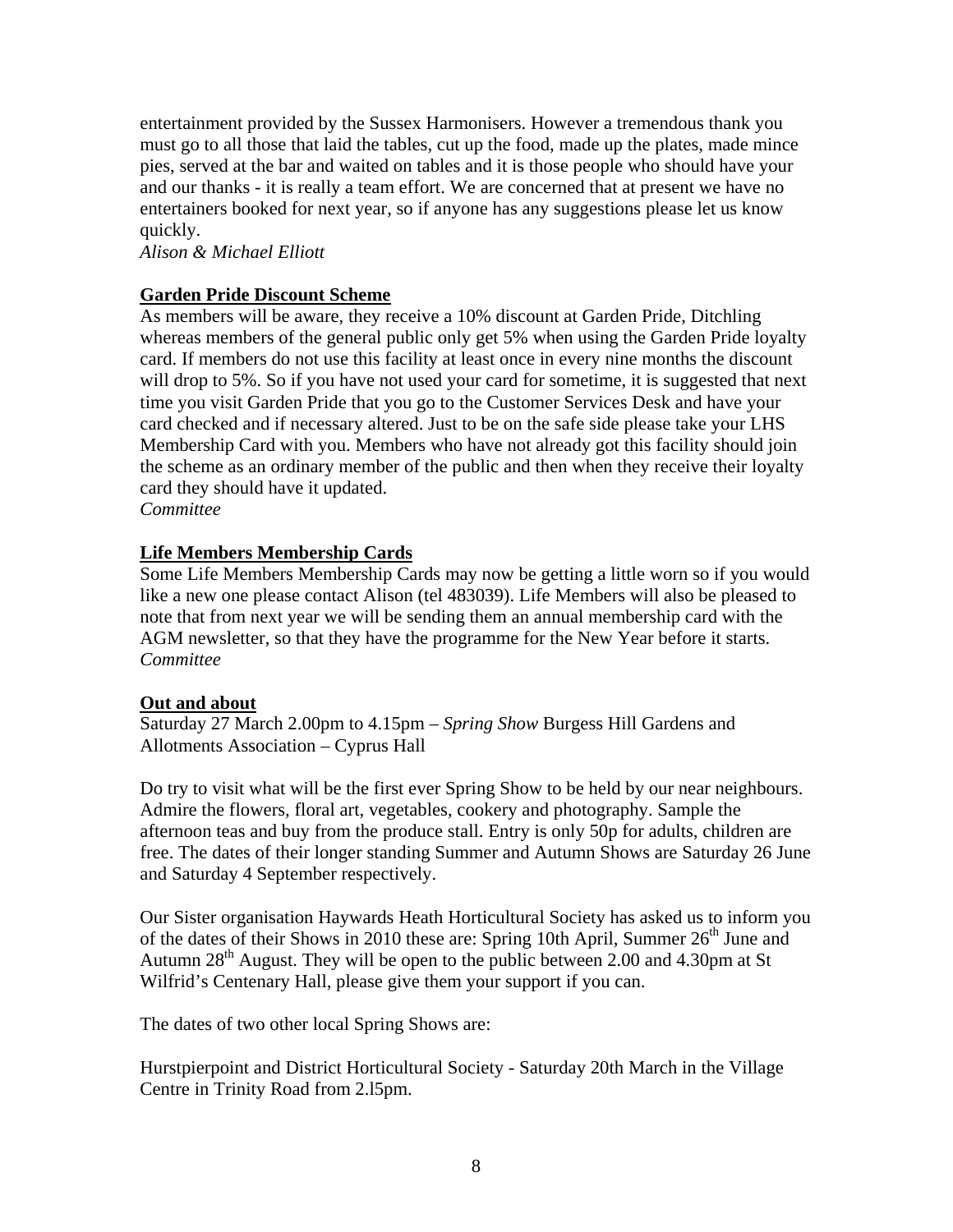entertainment provided by the Sussex Harmonisers. However a tremendous thank you must go to all those that laid the tables, cut up the food, made up the plates, made mince pies, served at the bar and waited on tables and it is those people who should have your and our thanks - it is really a team effort. We are concerned that at present we have no entertainers booked for next year, so if anyone has any suggestions please let us know quickly.

*Alison & Michael Elliott*

**Garden Pride Discount Scheme**

As members will be aware, they receive a 10% discount at Garden Pride, Ditchling whereas members of the general public only get 5% when using the Garden Pride loyalty card. If members do not use this facility at least once in every nine months the discount will drop to 5%. So if you have not used your card for sometime, it is suggested that next time you visit Garden Pride that you go to the Customer Services Desk and have your card checked and if necessary altered. Just to be on the safe side please take your LHS Membership Card with you. Members who have not already got this facility should join the scheme as an ordinary member of the public and then when they receive their loyalty card they should have it updated.

*Committee*

**Life Members Membership Cards**

Some Life Members Membership Cards may now be getting a little worn so if you would like a new one please contact Alison (tel 483039). Life Members will also be pleased to note that from next year we will be sending them an annual membership card with the AGM newsletter, so that they have the programme for the New Year before it starts.

*Committee*

**Out and about**

Saturday 27 March 2.00pm to 4.15pm – *Spring Show* Burgess Hill Gardens and Allotments Association – Cyprus Hall

Do try to visit what will be the first ever Spring Show to be held by our near neighbours. Admire the flowers, floral art, vegetables, cookery and photography. Sample the afternoon teas and buy from the produce stall. Entry is only 50p for adults, children are free. The dates of their longer standing Summer and Autumn Shows are Saturday 26 June and Saturday 4 September respectively.

Our Sister organisation Haywards Heath Horticultural Society has asked us to inform you of the dates of their Shows in 2010 these are: Spring 10th April, Summer 26th June and Autumn 28th August. They will be open to the public between 2.00 and 4.30pm at St Wilfrid's Centenary Hall, please give them your support if you can.

The dates of two other local Spring Shows are:

Hurstpierpoint and District Horticultural Society - Saturday 20th March in the Village Centre in Trinity Road from 2.l5pm.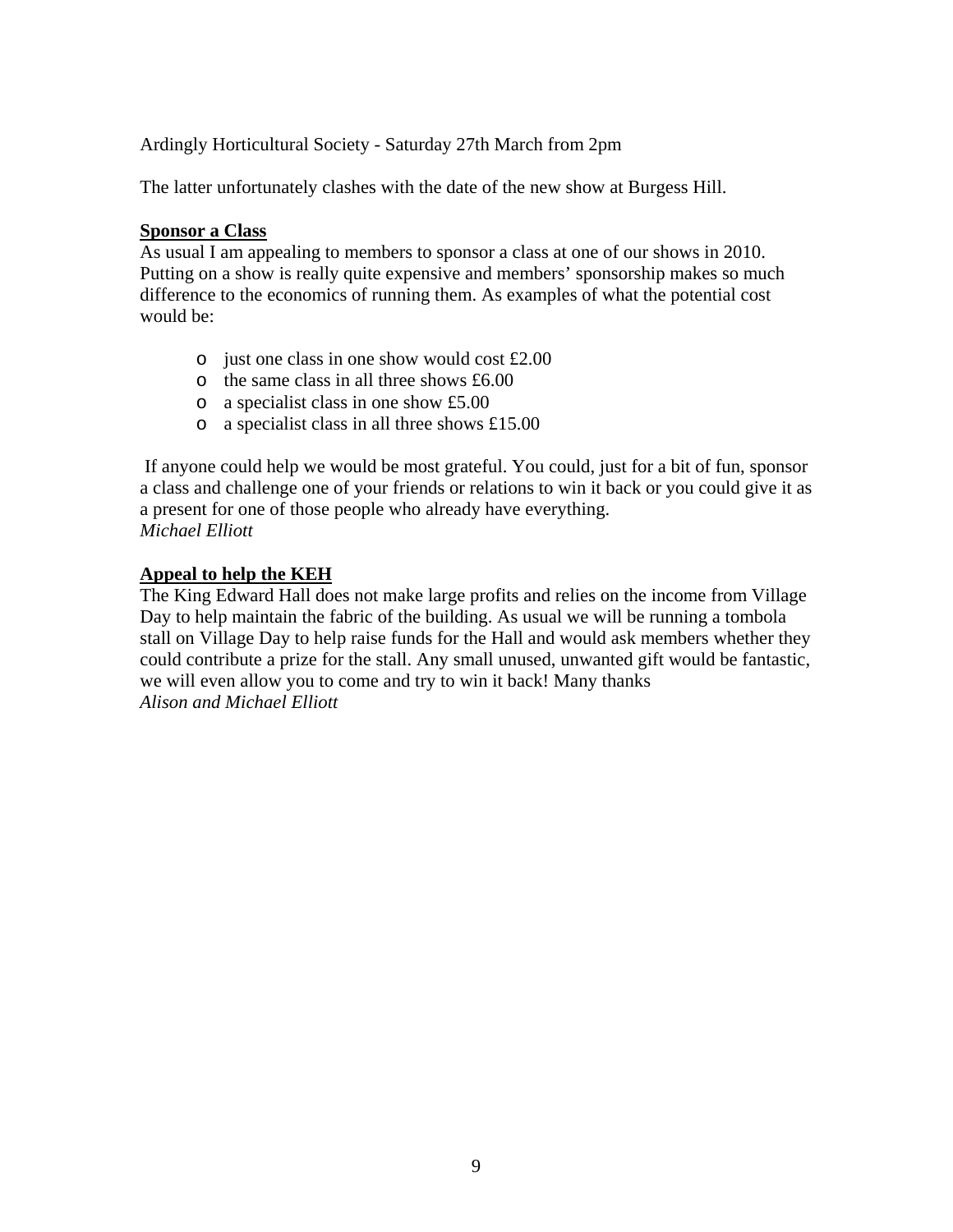Ardingly Horticultural Society - Saturday 27th March from 2pm

The latter unfortunately clashes with the date of the new show at Burgess Hill.

**Sponsor a Class**

As usual I am appealing to members to sponsor a class at one of our shows in 2010. Putting on a show is really quite expensive and members' sponsorship makes so much difference to the economics of running them. As examples of what the potential cost would be:

- just one class in one show would cost £2.00
- the same class in all three shows £6.00
- a specialist class in one show £5.00
- a specialist class in all three shows £15.00

If anyone could help we would be most grateful. You could, just for a bit of fun, sponsor a class and challenge one of your friends or relations to win it back or you could give it as a present for one of those people who already have everything.
*Michael Elliott*

**Appeal to help the KEH**

The King Edward Hall does not make large profits and relies on the income from Village Day to help maintain the fabric of the building. As usual we will be running a tombola stall on Village Day to help raise funds for the Hall and would ask members whether they could contribute a prize for the stall. Any small unused, unwanted gift would be fantastic, we will even allow you to come and try to win it back! Many thanks
*Alison and Michael Elliott*